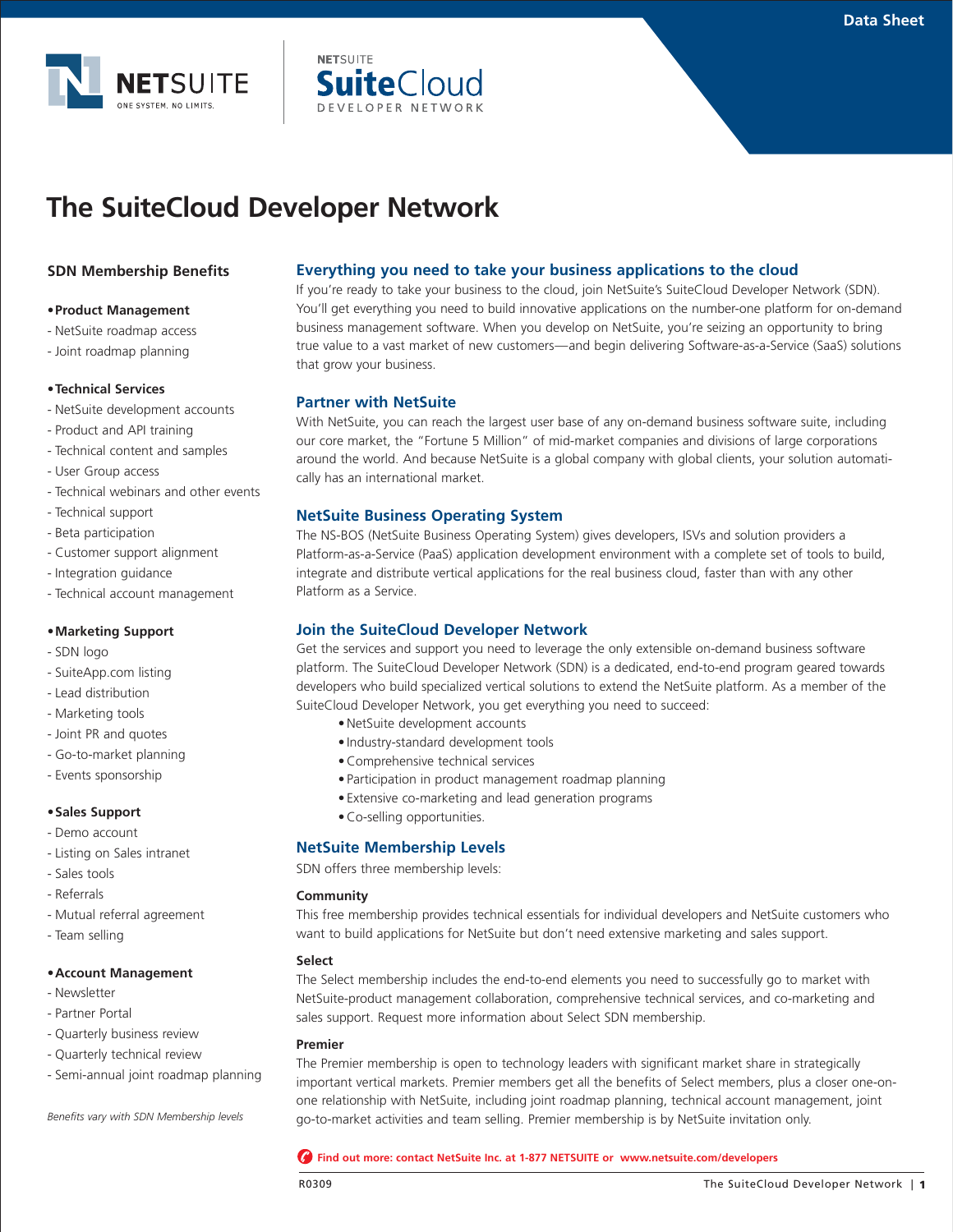Data Sheet

# The SuiteCloud Developer Network

## Everything you need to take your business applications to the cloud

If you're ready to take your business to the cloud, join NetSuite's SuiteCloud Developer Network (SDN). You'll get everything you need to build innovative applications on the number-one platform for on-demand business management software. When you develop on NetSuite, you're seizing an opportunity to bring true value to a vast market of new customers—and begin delivering Software-as-a-Service (SaaS) solutions that grow your business.

## Partner with NetSuite

With NetSuite, you can reach the largest user base of any on-demand business software suite, including our core market, the "Fortune 5 Million" of mid-market companies and divisions of large corporations around the world. And because NetSuite is a global company with global clients, your solution automatically has an international market.

## NetSuite Business Operating System

The NS-BOS (NetSuite Business Operating System) gives developers, ISVs and solution providers a Platform-as-a-Service (PaaS) application development environment with a complete set of tools to build, integrate and distribute vertical applications for the real business cloud, faster than with any other Platform as a Service.

## Join the SuiteCloud Developer Network

Get the services and support you need to leverage the only extensible on-demand business software platform. The SuiteCloud Developer Network (SDN) is a dedicated, end-to-end program geared towards developers who build specialized vertical solutions to extend the NetSuite platform. As a member of the SuiteCloud Developer Network, you get everything you need to succeed:

- NetSuite development accounts
- Industry-standard development tools
- Comprehensive technical services
- Participation in product management roadmap planning
- Extensive co-marketing and lead generation programs
- Co-selling opportunities.

## NetSuite Membership Levels

SDN offers three membership levels:

### Community

This free membership provides technical essentials for individual developers and NetSuite customers who want to build applications for NetSuite but don't need extensive marketing and sales support.

### Select

The Select membership includes the end-to-end elements you need to successfully go to market with NetSuite-product management collaboration, comprehensive technical services, and co-marketing and sales support. Request more information about Select SDN membership.

### Premier

The Premier membership is open to technology leaders with significant market share in strategically important vertical markets. Premier members get all the benefits of Select members, plus a closer one-on-one relationship with NetSuite, including joint roadmap planning, technical account management, joint go-to-market activities and team selling. Premier membership is by NetSuite invitation only.

## SDN Membership Benefits

**• Product Management**
- NetSuite roadmap access
- Joint roadmap planning

**• Technical Services**
- NetSuite development accounts
- Product and API training
- Technical content and samples
- User Group access
- Technical webinars and other events
- Technical support
- Beta participation
- Customer support alignment
- Integration guidance
- Technical account management

**• Marketing Support**
- SDN logo
- SuiteApp.com listing
- Lead distribution
- Marketing tools
- Joint PR and quotes
- Go-to-market planning
- Events sponsorship

**• Sales Support**
- Demo account
- Listing on Sales intranet
- Sales tools
- Referrals
- Mutual referral agreement
- Team selling

**• Account Management**
- Newsletter
- Partner Portal
- Quarterly business review
- Quarterly technical review
- Semi-annual joint roadmap planning

*Benefits vary with SDN Membership levels*

**Find out more: contact NetSuite Inc. at 1-877 NETSUITE or www.netsuite.com/developers**

R0309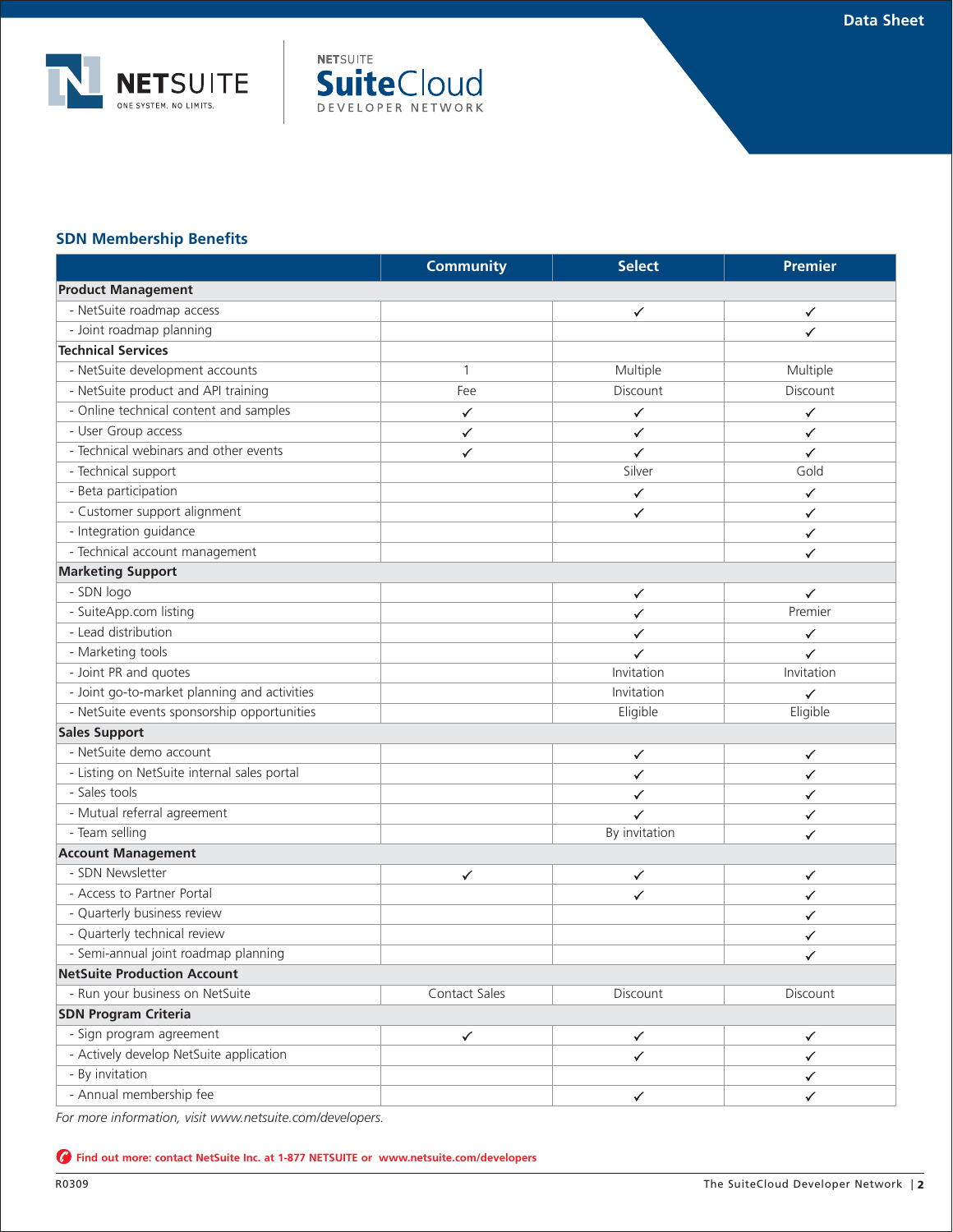## SDN Membership Benefits

| | Community | Select | Premier |
|---|---|---|---|
| **Product Management** | | | |
| - NetSuite roadmap access | | ✓ | ✓ |
| - Joint roadmap planning | | | ✓ |
| **Technical Services** | | | |
| - NetSuite development accounts | 1 | Multiple | Multiple |
| - NetSuite product and API training | Fee | Discount | Discount |
| - Online technical content and samples | ✓ | ✓ | ✓ |
| - User Group access | ✓ | ✓ | ✓ |
| - Technical webinars and other events | ✓ | ✓ | ✓ |
| - Technical support | | Silver | Gold |
| - Beta participation | | ✓ | ✓ |
| - Customer support alignment | | ✓ | ✓ |
| - Integration guidance | | | ✓ |
| - Technical account management | | | ✓ |
| **Marketing Support** | | | |
| - SDN logo | | ✓ | ✓ |
| - SuiteApp.com listing | | ✓ | Premier |
| - Lead distribution | | ✓ | ✓ |
| - Marketing tools | | ✓ | ✓ |
| - Joint PR and quotes | | Invitation | Invitation |
| - Joint go-to-market planning and activities | | Invitation | ✓ |
| - NetSuite events sponsorship opportunities | | Eligible | Eligible |
| **Sales Support** | | | |
| - NetSuite demo account | | ✓ | ✓ |
| - Listing on NetSuite internal sales portal | | ✓ | ✓ |
| - Sales tools | | ✓ | ✓ |
| - Mutual referral agreement | | ✓ | ✓ |
| - Team selling | | By invitation | ✓ |
| **Account Management** | | | |
| - SDN Newsletter | ✓ | ✓ | ✓ |
| - Access to Partner Portal | | ✓ | ✓ |
| - Quarterly business review | | | ✓ |
| - Quarterly technical review | | | ✓ |
| - Semi-annual joint roadmap planning | | | ✓ |
| **NetSuite Production Account** | | | |
| - Run your business on NetSuite | Contact Sales | Discount | Discount |
| **SDN Program Criteria** | | | |
| - Sign program agreement | ✓ | ✓ | ✓ |
| - Actively develop NetSuite application | | ✓ | ✓ |
| - By invitation | | | ✓ |
| - Annual membership fee | | ✓ | ✓ |

*For more information, visit www.netsuite.com/developers.*

**Find out more: contact NetSuite Inc. at 1-877 NETSUITE or www.netsuite.com/developers**

R0309